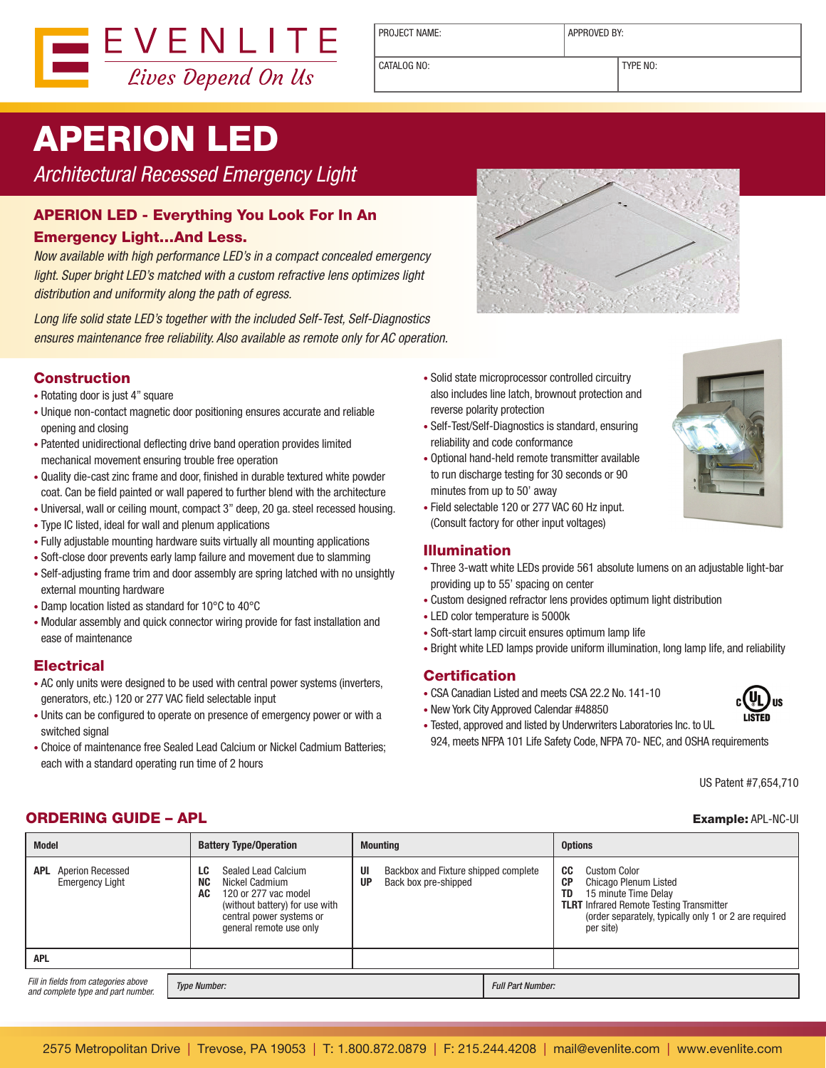EVENLITE

*Lives Depend On Us*

| PROJECT NAME: | APPROVED BY: |
|---|---|
| CATALOG NO: | TYPE NO: |

# APERION LED

*Architectural Recessed Emergency Light*

## APERION LED - Everything You Look For In An Emergency Light...And Less.

*Now available with high performance LED's in a compact concealed emergency light. Super bright LED's matched with a custom refractive lens optimizes light distribution and uniformity along the path of egress.*

*Long life solid state LED's together with the included Self-Test, Self-Diagnostics ensures maintenance free reliability. Also available as remote only for AC operation.*

## Construction

- Rotating door is just 4" square
- Unique non-contact magnetic door positioning ensures accurate and reliable opening and closing
- Patented unidirectional deflecting drive band operation provides limited mechanical movement ensuring trouble free operation
- Quality die-cast zinc frame and door, finished in durable textured white powder coat. Can be field painted or wall papered to further blend with the architecture
- Universal, wall or ceiling mount, compact 3" deep, 20 ga. steel recessed housing.
- Type IC listed, ideal for wall and plenum applications
- Fully adjustable mounting hardware suits virtually all mounting applications
- Soft-close door prevents early lamp failure and movement due to slamming
- Self-adjusting frame trim and door assembly are spring latched with no unsightly external mounting hardware
- Damp location listed as standard for 10°C to 40°C
- Modular assembly and quick connector wiring provide for fast installation and ease of maintenance
- Solid state microprocessor controlled circuitry also includes line latch, brownout protection and reverse polarity protection
- Self-Test/Self-Diagnostics is standard, ensuring reliability and code conformance
- Optional hand-held remote transmitter available to run discharge testing for 30 seconds or 90 minutes from up to 50' away
- Field selectable 120 or 277 VAC 60 Hz input. (Consult factory for other input voltages)

## Electrical

- AC only units were designed to be used with central power systems (inverters, generators, etc.) 120 or 277 VAC field selectable input
- Units can be configured to operate on presence of emergency power or with a switched signal
- Choice of maintenance free Sealed Lead Calcium or Nickel Cadmium Batteries; each with a standard operating run time of 2 hours

## Illumination

- Three 3-watt white LEDs provide 561 absolute lumens on an adjustable light-bar providing up to 55' spacing on center
- Custom designed refractor lens provides optimum light distribution
- LED color temperature is 5000k
- Soft-start lamp circuit ensures optimum lamp life
- Bright white LED lamps provide uniform illumination, long lamp life, and reliability

## Certification

- CSA Canadian Listed and meets CSA 22.2 No. 141-10
- New York City Approved Calendar #48850
- Tested, approved and listed by Underwriters Laboratories Inc. to UL 924, meets NFPA 101 Life Safety Code, NFPA 70- NEC, and OSHA requirements

c UL us LISTED

US Patent #7,654,710

## ORDERING GUIDE – APL

**Example:** APL-NC-UI

| Model | Battery Type/Operation | Mounting | Options |
|---|---|---|---|
| **APL** Aperion Recessed Emergency Light | **LC** Sealed Lead Calcium<br>**NC** Nickel Cadmium<br>**AC** 120 or 277 vac model (without battery) for use with central power systems or general remote use only | **UI** Backbox and Fixture shipped complete<br>**UP** Back box pre-shipped | **CC** Custom Color<br>**CP** Chicago Plenum Listed<br>**TD** 15 minute Time Delay<br>**TLRT** Infrared Remote Testing Transmitter (order separately, typically only 1 or 2 are required per site) |
| **APL** | | | |

*Fill in fields from categories above and complete type and part number.* | *Type Number:* | *Full Part Number:*

2575 Metropolitan Drive | Trevose, PA 19053 | T: 1.800.872.0879 | F: 215.244.4208 | mail@evenlite.com | www.evenlite.com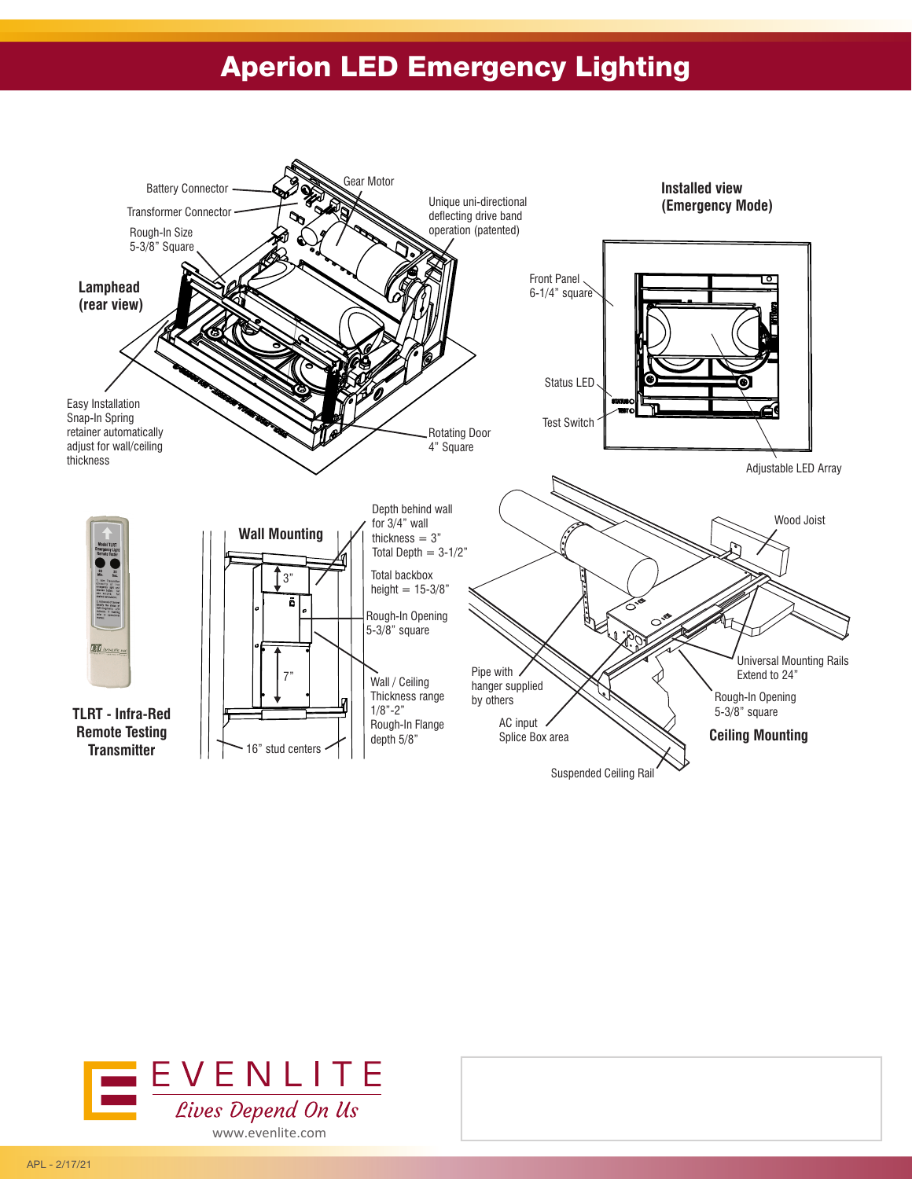# Aperion LED Emergency Lighting

**Lamphead (rear view)**

Battery Connector

Transformer Connector

Rough-In Size 5-3/8" Square

Gear Motor

Unique uni-directional deflecting drive band operation (patented)

Easy Installation Snap-In Spring retainer automatically adjust for wall/ceiling thickness

Rotating Door 4" Square

**Installed view (Emergency Mode)**

Front Panel 6-1/4" square

Status LED

Test Switch

Adjustable LED Array

**TLRT - Infra-Red Remote Testing Transmitter**

**Wall Mounting**

Depth behind wall for 3/4" wall thickness = 3"
Total Depth = 3-1/2"

Total backbox height = 15-3/8"

Rough-In Opening 5-3/8" square

Wall / Ceiling Thickness range 1/8"-2"
Rough-In Flange depth 5/8"

3"

7"

16" stud centers

**Ceiling Mounting**

Wood Joist

Universal Mounting Rails Extend to 24"

Rough-In Opening 5-3/8" square

Pipe with hanger supplied by others

AC input Splice Box area

Suspended Ceiling Rail

EVENLITE
Lives Depend On Us
www.evenlite.com

APL - 2/17/21